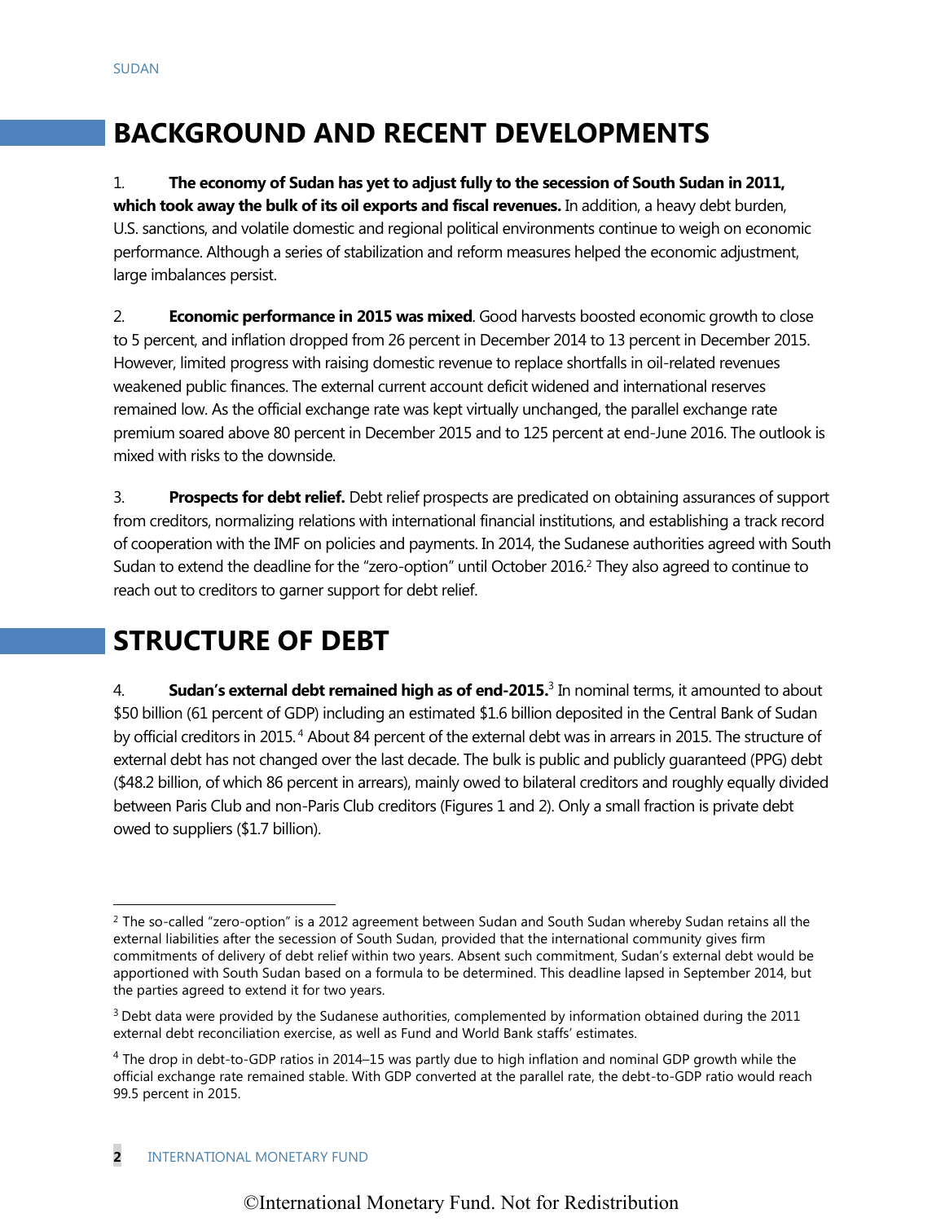## BACKGROUND AND RECENT DEVELOPMENTS

1. **The economy of Sudan has yet to adjust fully to the secession of South Sudan in 2011, which took away the bulk of its oil exports and fiscal revenues.** In addition, a heavy debt burden, U.S. sanctions, and volatile domestic and regional political environments continue to weigh on economic performance. Although a series of stabilization and reform measures helped the economic adjustment, large imbalances persist.

2. **Economic performance in 2015 was mixed**. Good harvests boosted economic growth to close to 5 percent, and inflation dropped from 26 percent in December 2014 to 13 percent in December 2015. However, limited progress with raising domestic revenue to replace shortfalls in oil-related revenues weakened public finances. The external current account deficit widened and international reserves remained low. As the official exchange rate was kept virtually unchanged, the parallel exchange rate premium soared above 80 percent in December 2015 and to 125 percent at end-June 2016. The outlook is mixed with risks to the downside.

3. **Prospects for debt relief.** Debt relief prospects are predicated on obtaining assurances of support from creditors, normalizing relations with international financial institutions, and establishing a track record of cooperation with the IMF on policies and payments. In 2014, the Sudanese authorities agreed with South Sudan to extend the deadline for the "zero-option" until October 2016.[2] They also agreed to continue to reach out to creditors to garner support for debt relief.

## STRUCTURE OF DEBT

4. **Sudan's external debt remained high as of end-2015.**[3] In nominal terms, it amounted to about $50 billion (61 percent of GDP) including an estimated $1.6 billion deposited in the Central Bank of Sudan by official creditors in 2015.[4] About 84 percent of the external debt was in arrears in 2015. The structure of external debt has not changed over the last decade. The bulk is public and publicly guaranteed (PPG) debt ($48.2 billion, of which 86 percent in arrears), mainly owed to bilateral creditors and roughly equally divided between Paris Club and non-Paris Club creditors (Figures 1 and 2). Only a small fraction is private debt owed to suppliers ($1.7 billion).

---

[2] The so-called "zero-option" is a 2012 agreement between Sudan and South Sudan whereby Sudan retains all the external liabilities after the secession of South Sudan, provided that the international community gives firm commitments of delivery of debt relief within two years. Absent such commitment, Sudan's external debt would be apportioned with South Sudan based on a formula to be determined. This deadline lapsed in September 2014, but the parties agreed to extend it for two years.

[3] Debt data were provided by the Sudanese authorities, complemented by information obtained during the 2011 external debt reconciliation exercise, as well as Fund and World Bank staffs' estimates.

[4] The drop in debt-to-GDP ratios in 2014–15 was partly due to high inflation and nominal GDP growth while the official exchange rate remained stable. With GDP converted at the parallel rate, the debt-to-GDP ratio would reach 99.5 percent in 2015.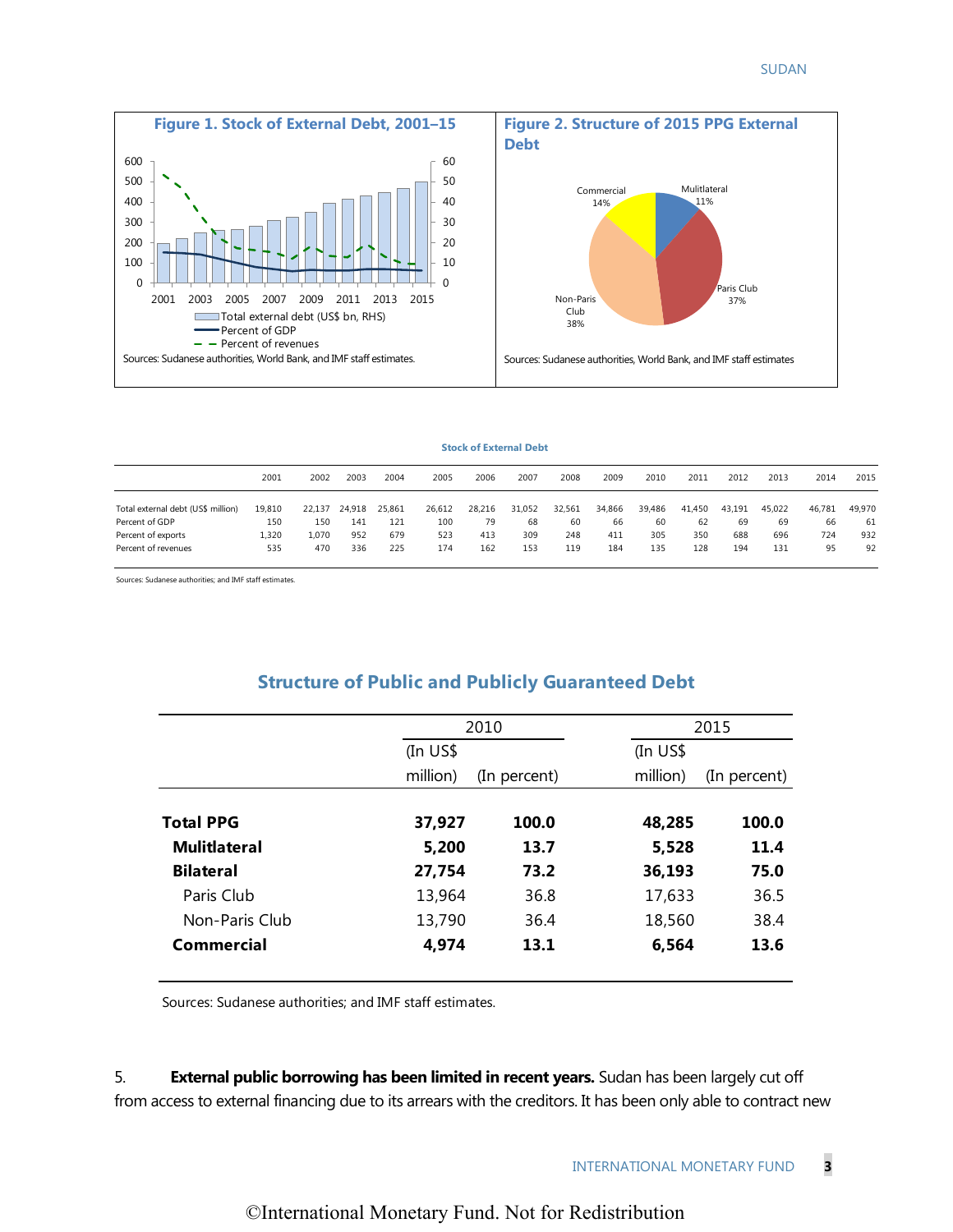**Figure 1. Stock of External Debt, 2001–15**

Sources: Sudanese authorities, World Bank, and IMF staff estimates.

**Figure 2. Structure of 2015 PPG External Debt**

Sources: Sudanese authorities, World Bank, and IMF staff estimates

**Stock of External Debt**

| | 2001 | 2002 | 2003 | 2004 | 2005 | 2006 | 2007 | 2008 | 2009 | 2010 | 2011 | 2012 | 2013 | 2014 | 2015 |
|---|---|---|---|---|---|---|---|---|---|---|---|---|---|---|---|
| Total external debt (US$ million) | 19,810 | 22,137 | 24,918 | 25,861 | 26,612 | 28,216 | 31,052 | 32,561 | 34,866 | 39,486 | 41,450 | 43,191 | 45,022 | 46,781 | 49,970 |
| Percent of GDP | 150 | 150 | 141 | 121 | 100 | 79 | 68 | 60 | 66 | 60 | 62 | 69 | 69 | 66 | 61 |
| Percent of exports | 1,320 | 1,070 | 952 | 679 | 523 | 413 | 309 | 248 | 411 | 305 | 350 | 688 | 696 | 724 | 932 |
| Percent of revenues | 535 | 470 | 336 | 225 | 174 | 162 | 153 | 119 | 184 | 135 | 128 | 194 | 131 | 95 | 92 |

Sources: Sudanese authorities; and IMF staff estimates.

**Structure of Public and Publicly Guaranteed Debt**

| | 2010 | | 2015 | |
|---|---|---|---|---|
| | (In US$ million) | (In percent) | (In US$ million) | (In percent) |
| **Total PPG** | **37,927** | **100.0** | **48,285** | **100.0** |
| **Mulitlateral** | **5,200** | **13.7** | **5,528** | **11.4** |
| **Bilateral** | **27,754** | **73.2** | **36,193** | **75.0** |
| Paris Club | 13,964 | 36.8 | 17,633 | 36.5 |
| Non-Paris Club | 13,790 | 36.4 | 18,560 | 38.4 |
| **Commercial** | **4,974** | **13.1** | **6,564** | **13.6** |

Sources: Sudanese authorities; and IMF staff estimates.

5. **External public borrowing has been limited in recent years.** Sudan has been largely cut off from access to external financing due to its arrears with the creditors. It has been only able to contract new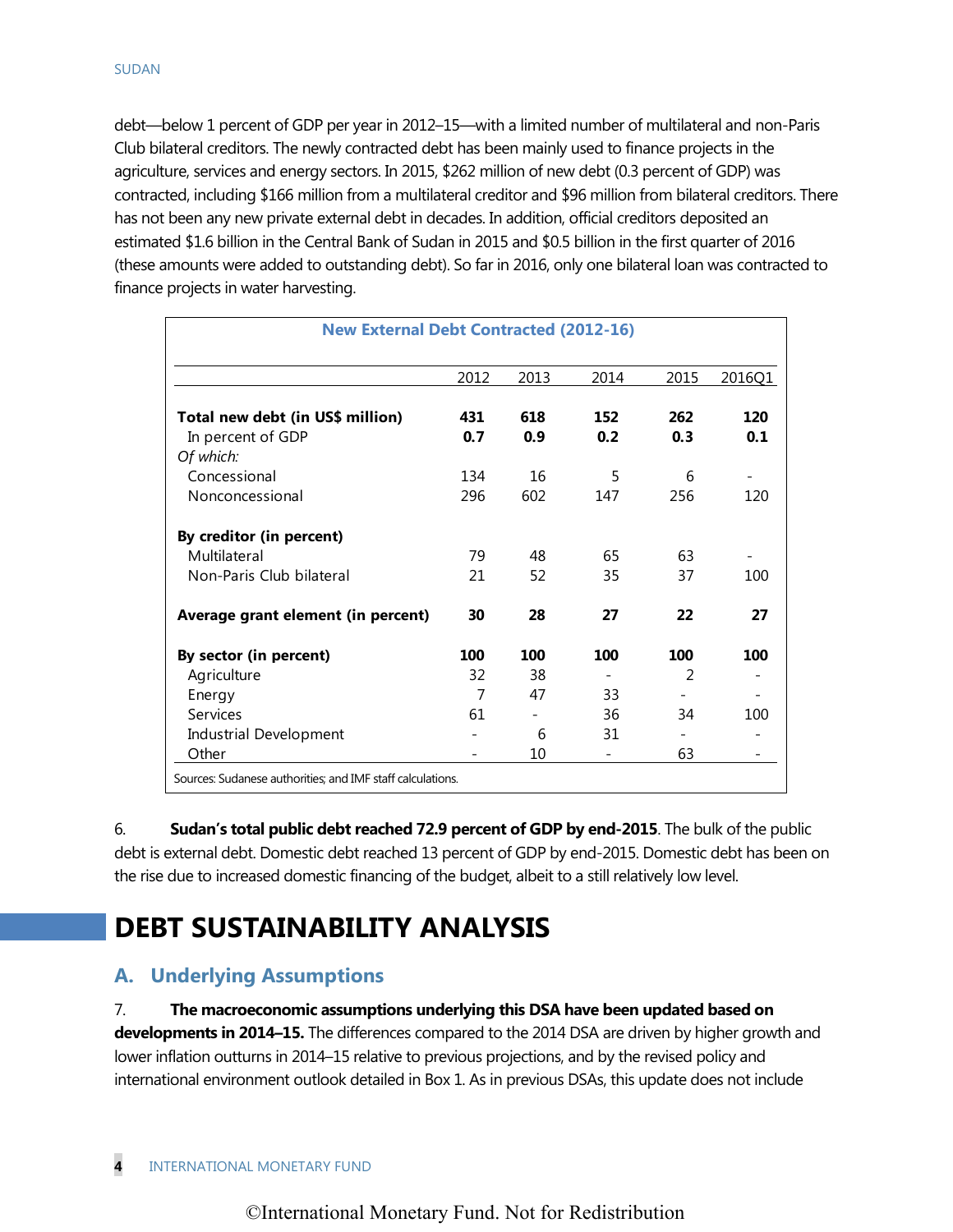debt—below 1 percent of GDP per year in 2012–15—with a limited number of multilateral and non-Paris Club bilateral creditors. The newly contracted debt has been mainly used to finance projects in the agriculture, services and energy sectors. In 2015, $262 million of new debt (0.3 percent of GDP) was contracted, including $166 million from a multilateral creditor and $96 million from bilateral creditors. There has not been any new private external debt in decades. In addition, official creditors deposited an estimated $1.6 billion in the Central Bank of Sudan in 2015 and $0.5 billion in the first quarter of 2016 (these amounts were added to outstanding debt). So far in 2016, only one bilateral loan was contracted to finance projects in water harvesting.

**New External Debt Contracted (2012-16)**

| | 2012 | 2013 | 2014 | 2015 | 2016Q1 |
|---|---|---|---|---|---|
| **Total new debt (in US$ million)** | **431** | **618** | **152** | **262** | **120** |
| In percent of GDP | **0.7** | **0.9** | **0.2** | **0.3** | **0.1** |
| *Of which:* | | | | | |
| Concessional | 134 | 16 | 5 | 6 | - |
| Nonconcessional | 296 | 602 | 147 | 256 | 120 |
| **By creditor (in percent)** | | | | | |
| Multilateral | 79 | 48 | 65 | 63 | - |
| Non-Paris Club bilateral | 21 | 52 | 35 | 37 | 100 |
| **Average grant element (in percent)** | **30** | **28** | **27** | **22** | **27** |
| **By sector (in percent)** | **100** | **100** | **100** | **100** | **100** |
| Agriculture | 32 | 38 | - | 2 | - |
| Energy | 7 | 47 | 33 | - | - |
| Services | 61 | - | 36 | 34 | 100 |
| Industrial Development | - | 6 | 31 | - | - |
| Other | - | 10 | - | 63 | - |

Sources: Sudanese authorities; and IMF staff calculations.

6. **Sudan's total public debt reached 72.9 percent of GDP by end-2015**. The bulk of the public debt is external debt. Domestic debt reached 13 percent of GDP by end-2015. Domestic debt has been on the rise due to increased domestic financing of the budget, albeit to a still relatively low level.

# DEBT SUSTAINABILITY ANALYSIS

## A. Underlying Assumptions

7. **The macroeconomic assumptions underlying this DSA have been updated based on developments in 2014–15.** The differences compared to the 2014 DSA are driven by higher growth and lower inflation outturns in 2014–15 relative to previous projections, and by the revised policy and international environment outlook detailed in Box 1. As in previous DSAs, this update does not include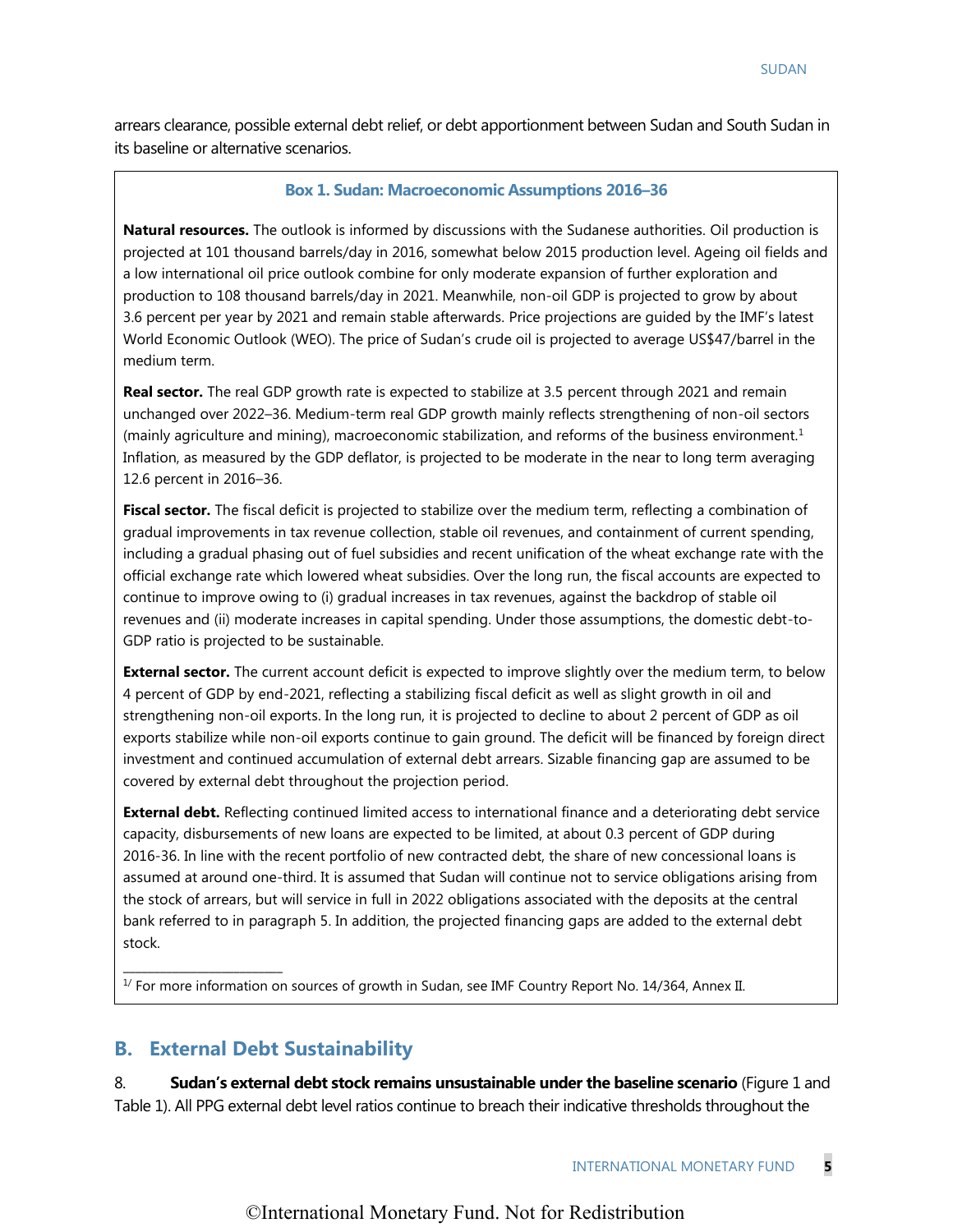arrears clearance, possible external debt relief, or debt apportionment between Sudan and South Sudan in its baseline or alternative scenarios.

### Box 1. Sudan: Macroeconomic Assumptions 2016–36

**Natural resources.** The outlook is informed by discussions with the Sudanese authorities. Oil production is projected at 101 thousand barrels/day in 2016, somewhat below 2015 production level. Ageing oil fields and a low international oil price outlook combine for only moderate expansion of further exploration and production to 108 thousand barrels/day in 2021. Meanwhile, non-oil GDP is projected to grow by about 3.6 percent per year by 2021 and remain stable afterwards. Price projections are guided by the IMF's latest World Economic Outlook (WEO). The price of Sudan's crude oil is projected to average US$47/barrel in the medium term.

**Real sector.** The real GDP growth rate is expected to stabilize at 3.5 percent through 2021 and remain unchanged over 2022–36. Medium-term real GDP growth mainly reflects strengthening of non-oil sectors (mainly agriculture and mining), macroeconomic stabilization, and reforms of the business environment.[1] Inflation, as measured by the GDP deflator, is projected to be moderate in the near to long term averaging 12.6 percent in 2016–36.

**Fiscal sector.** The fiscal deficit is projected to stabilize over the medium term, reflecting a combination of gradual improvements in tax revenue collection, stable oil revenues, and containment of current spending, including a gradual phasing out of fuel subsidies and recent unification of the wheat exchange rate with the official exchange rate which lowered wheat subsidies. Over the long run, the fiscal accounts are expected to continue to improve owing to (i) gradual increases in tax revenues, against the backdrop of stable oil revenues and (ii) moderate increases in capital spending. Under those assumptions, the domestic debt-to-GDP ratio is projected to be sustainable.

**External sector.** The current account deficit is expected to improve slightly over the medium term, to below 4 percent of GDP by end-2021, reflecting a stabilizing fiscal deficit as well as slight growth in oil and strengthening non-oil exports. In the long run, it is projected to decline to about 2 percent of GDP as oil exports stabilize while non-oil exports continue to gain ground. The deficit will be financed by foreign direct investment and continued accumulation of external debt arrears. Sizable financing gap are assumed to be covered by external debt throughout the projection period.

**External debt.** Reflecting continued limited access to international finance and a deteriorating debt service capacity, disbursements of new loans are expected to be limited, at about 0.3 percent of GDP during 2016-36. In line with the recent portfolio of new contracted debt, the share of new concessional loans is assumed at around one-third. It is assumed that Sudan will continue not to service obligations arising from the stock of arrears, but will service in full in 2022 obligations associated with the deposits at the central bank referred to in paragraph 5. In addition, the projected financing gaps are added to the external debt stock.

---

[1] For more information on sources of growth in Sudan, see IMF Country Report No. 14/364, Annex II.

## B. External Debt Sustainability

8. **Sudan's external debt stock remains unsustainable under the baseline scenario** (Figure 1 and Table 1). All PPG external debt level ratios continue to breach their indicative thresholds throughout the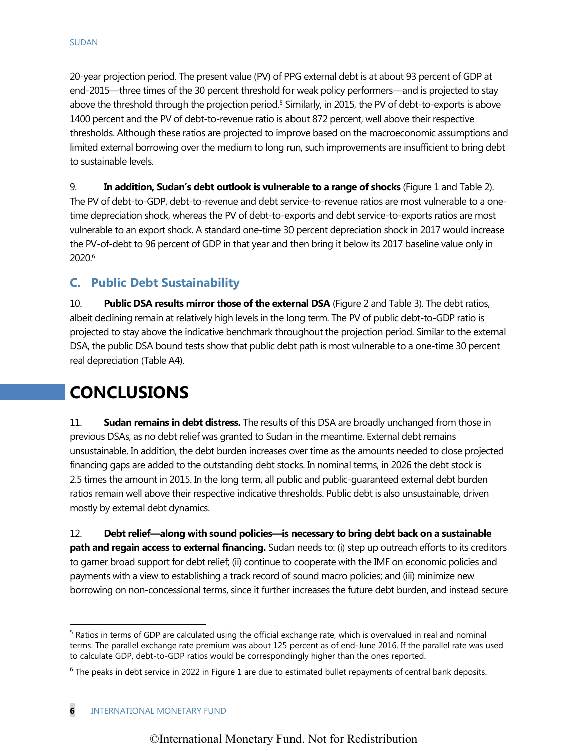20-year projection period. The present value (PV) of PPG external debt is at about 93 percent of GDP at end-2015—three times of the 30 percent threshold for weak policy performers—and is projected to stay above the threshold through the projection period.[5] Similarly, in 2015, the PV of debt-to-exports is above 1400 percent and the PV of debt-to-revenue ratio is about 872 percent, well above their respective thresholds. Although these ratios are projected to improve based on the macroeconomic assumptions and limited external borrowing over the medium to long run, such improvements are insufficient to bring debt to sustainable levels.

9. **In addition, Sudan's debt outlook is vulnerable to a range of shocks** (Figure 1 and Table 2). The PV of debt-to-GDP, debt-to-revenue and debt service-to-revenue ratios are most vulnerable to a one-time depreciation shock, whereas the PV of debt-to-exports and debt service-to-exports ratios are most vulnerable to an export shock. A standard one-time 30 percent depreciation shock in 2017 would increase the PV-of-debt to 96 percent of GDP in that year and then bring it below its 2017 baseline value only in 2020.[6]

## C. Public Debt Sustainability

10. **Public DSA results mirror those of the external DSA** (Figure 2 and Table 3). The debt ratios, albeit declining remain at relatively high levels in the long term. The PV of public debt-to-GDP ratio is projected to stay above the indicative benchmark throughout the projection period. Similar to the external DSA, the public DSA bound tests show that public debt path is most vulnerable to a one-time 30 percent real depreciation (Table A4).

# CONCLUSIONS

11. **Sudan remains in debt distress.** The results of this DSA are broadly unchanged from those in previous DSAs, as no debt relief was granted to Sudan in the meantime. External debt remains unsustainable. In addition, the debt burden increases over time as the amounts needed to close projected financing gaps are added to the outstanding debt stocks. In nominal terms, in 2026 the debt stock is 2.5 times the amount in 2015. In the long term, all public and public-guaranteed external debt burden ratios remain well above their respective indicative thresholds. Public debt is also unsustainable, driven mostly by external debt dynamics.

12. **Debt relief—along with sound policies—is necessary to bring debt back on a sustainable path and regain access to external financing.** Sudan needs to: (i) step up outreach efforts to its creditors to garner broad support for debt relief; (ii) continue to cooperate with the IMF on economic policies and payments with a view to establishing a track record of sound macro policies; and (iii) minimize new borrowing on non-concessional terms, since it further increases the future debt burden, and instead secure

---

[5] Ratios in terms of GDP are calculated using the official exchange rate, which is overvalued in real and nominal terms. The parallel exchange rate premium was about 125 percent as of end-June 2016. If the parallel rate was used to calculate GDP, debt-to-GDP ratios would be correspondingly higher than the ones reported.

[6] The peaks in debt service in 2022 in Figure 1 are due to estimated bullet repayments of central bank deposits.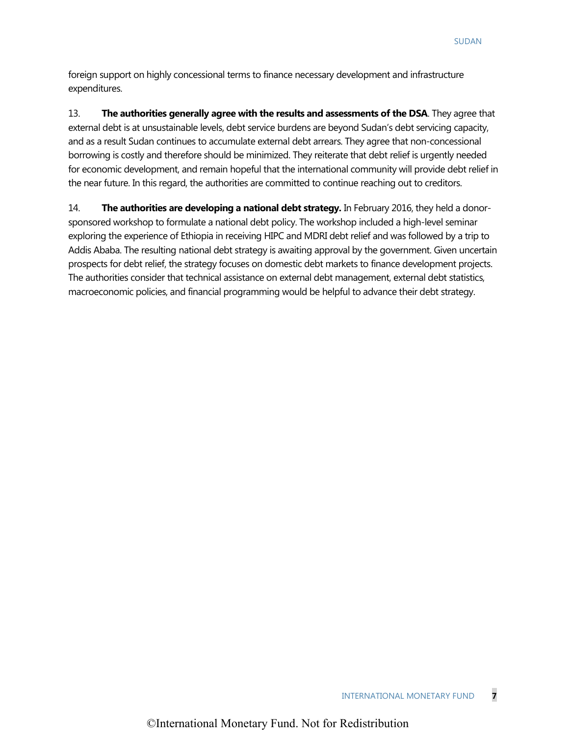foreign support on highly concessional terms to finance necessary development and infrastructure expenditures.

13. **The authorities generally agree with the results and assessments of the DSA**. They agree that external debt is at unsustainable levels, debt service burdens are beyond Sudan's debt servicing capacity, and as a result Sudan continues to accumulate external debt arrears. They agree that non-concessional borrowing is costly and therefore should be minimized. They reiterate that debt relief is urgently needed for economic development, and remain hopeful that the international community will provide debt relief in the near future. In this regard, the authorities are committed to continue reaching out to creditors.

14. **The authorities are developing a national debt strategy.** In February 2016, they held a donor-sponsored workshop to formulate a national debt policy. The workshop included a high-level seminar exploring the experience of Ethiopia in receiving HIPC and MDRI debt relief and was followed by a trip to Addis Ababa. The resulting national debt strategy is awaiting approval by the government. Given uncertain prospects for debt relief, the strategy focuses on domestic debt markets to finance development projects. The authorities consider that technical assistance on external debt management, external debt statistics, macroeconomic policies, and financial programming would be helpful to advance their debt strategy.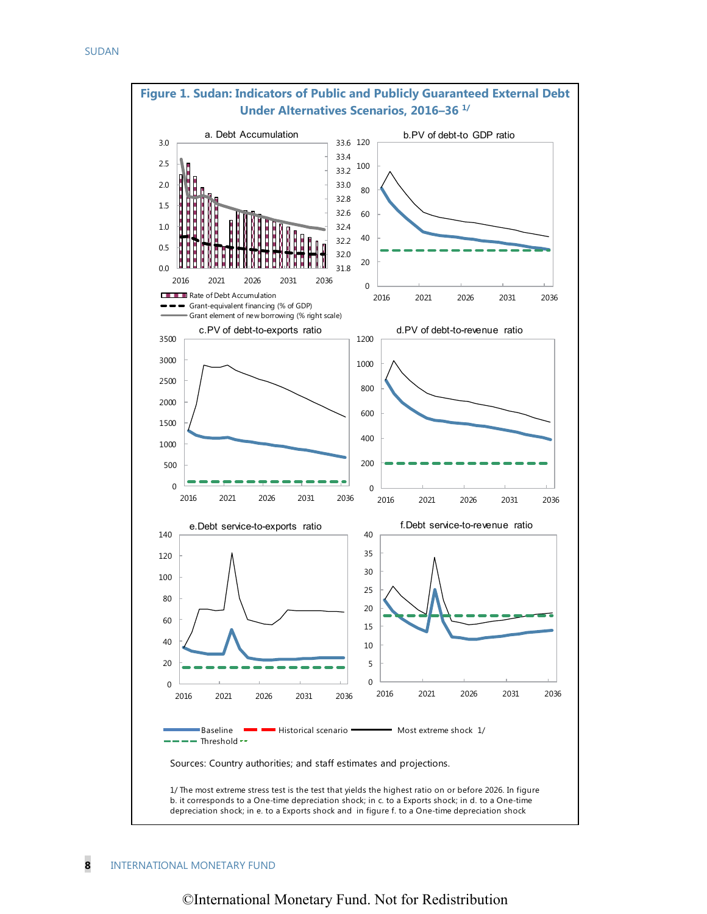## Figure 1. Sudan: Indicators of Public and Publicly Guaranteed External Debt Under Alternatives Scenarios, 2016–36 [1/]

a. Debt Accumulation

Rate of Debt Accumulation
Grant-equivalent financing (% of GDP)
Grant element of new borrowing (% right scale)

b. PV of debt-to GDP ratio

c. PV of debt-to-exports ratio

d. PV of debt-to-revenue ratio

e. Debt service-to-exports ratio

f. Debt service-to-revenue ratio

Baseline — Historical scenario — Most extreme shock 1/ — Threshold

Sources: Country authorities; and staff estimates and projections.

1/ The most extreme stress test is the test that yields the highest ratio on or before 2026. In figure b. it corresponds to a One-time depreciation shock; in c. to a Exports shock; in d. to a One-time depreciation shock; in e. to a Exports shock and in figure f. to a One-time depreciation shock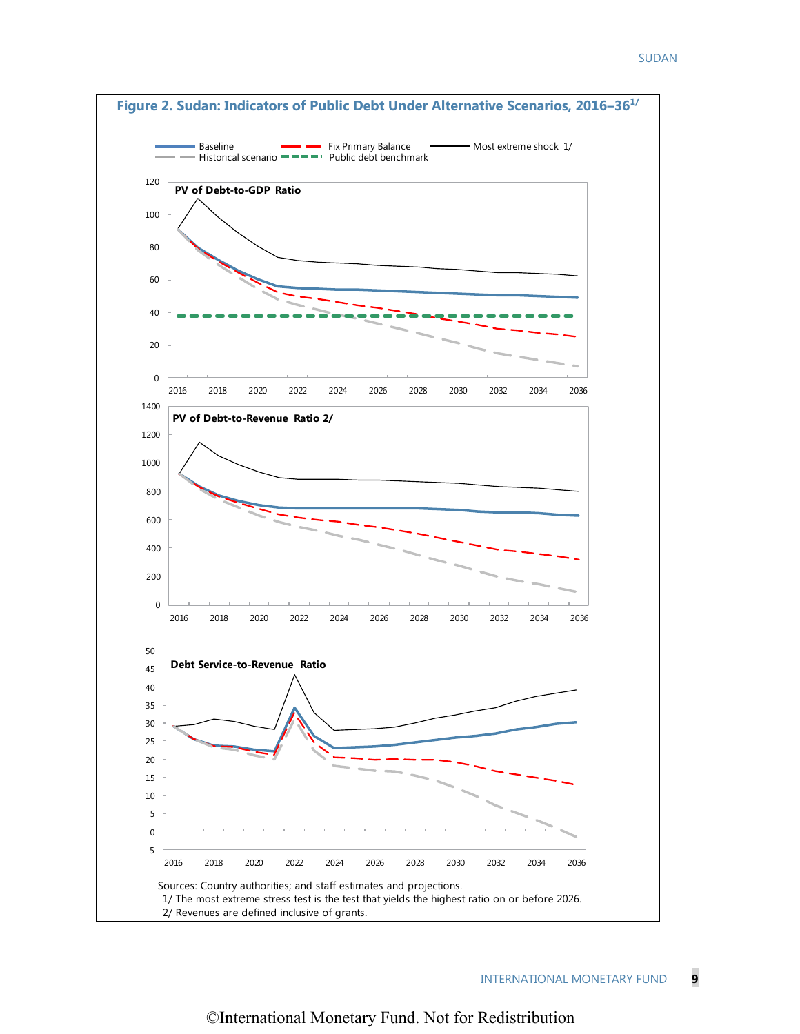## Figure 2. Sudan: Indicators of Public Debt Under Alternative Scenarios, 2016–36[1/]

Baseline | Fix Primary Balance | Most extreme shock 1/ | Historical scenario | Public debt benchmark

**PV of Debt-to-GDP Ratio**

**PV of Debt-to-Revenue Ratio 2/**

**Debt Service-to-Revenue Ratio**

Sources: Country authorities; and staff estimates and projections.

1/ The most extreme stress test is the test that yields the highest ratio on or before 2026.

2/ Revenues are defined inclusive of grants.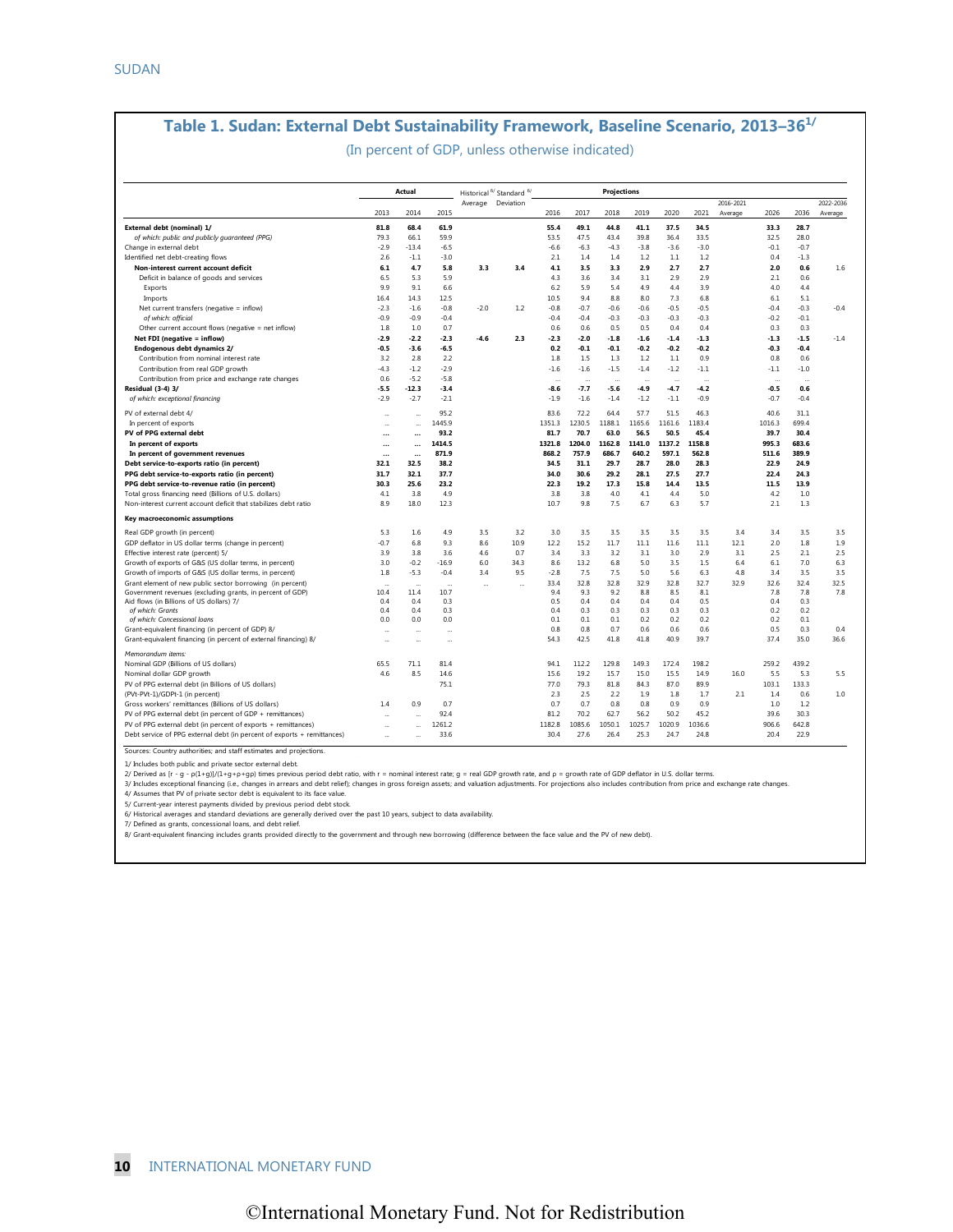## Table 1. Sudan: External Debt Sustainability Framework, Baseline Scenario, 2013–36[1/]

(In percent of GDP, unless otherwise indicated)

| | Actual | | | Historical[6/] | Standard[6/] | Projections | | | | | | | | | |
|---|---|---|---|---|---|---|---|---|---|---|---|---|---|---|---|
| | 2013 | 2014 | 2015 | Average | Deviation | 2016 | 2017 | 2018 | 2019 | 2020 | 2021 | 2016-2021 Average | 2026 | 2036 | 2022-2036 Average |
| **External debt (nominal) 1/** | **81.8** | **68.4** | **61.9** | | | **55.4** | **49.1** | **44.8** | **41.1** | **37.5** | **34.5** | | **33.3** | **28.7** | |
| *of which: public and publicly guaranteed (PPG)* | 79.3 | 66.1 | 59.9 | | | 53.5 | 47.5 | 43.4 | 39.8 | 36.4 | 33.5 | | 32.5 | 28.0 | |
| Change in external debt | -2.9 | -13.4 | -6.5 | | | -6.6 | -6.3 | -4.3 | -3.8 | -3.6 | -3.0 | | -0.1 | -0.7 | |
| Identified net debt-creating flows | 2.6 | -1.1 | -3.0 | | | 2.1 | 1.4 | 1.4 | 1.2 | 1.1 | 1.2 | | 0.4 | -1.3 | |
| **Non-interest current account deficit** | **6.1** | **4.7** | **5.8** | **3.3** | **3.4** | **4.1** | **3.5** | **3.3** | **2.9** | **2.7** | **2.7** | | **2.0** | **0.6** | 1.6 |
| Deficit in balance of goods and services | 6.5 | 5.3 | 5.9 | | | 4.3 | 3.6 | 3.4 | 3.1 | 2.9 | 2.9 | | 2.1 | 0.6 | |
| Exports | 9.9 | 9.1 | 6.6 | | | 6.2 | 5.9 | 5.4 | 4.9 | 4.4 | 3.9 | | 4.0 | 4.4 | |
| Imports | 16.4 | 14.3 | 12.5 | | | 10.5 | 9.4 | 8.8 | 8.0 | 7.3 | 6.8 | | 6.1 | 5.1 | |
| Net current transfers (negative = inflow) | -2.3 | -1.6 | -0.8 | -2.0 | 1.2 | -0.8 | -0.7 | -0.6 | -0.6 | -0.5 | -0.5 | | -0.4 | -0.3 | -0.4 |
| *of which: official* | -0.9 | -0.9 | -0.4 | | | -0.4 | -0.4 | -0.3 | -0.3 | -0.3 | -0.3 | | -0.2 | -0.1 | |
| Other current account flows (negative = net inflow) | 1.8 | 1.0 | 0.7 | | | 0.6 | 0.6 | 0.5 | 0.5 | 0.4 | 0.4 | | 0.3 | 0.3 | |
| **Net FDI (negative = inflow)** | **-2.9** | **-2.2** | **-2.3** | **-4.6** | **2.3** | **-2.3** | **-2.0** | **-1.8** | **-1.6** | **-1.4** | **-1.3** | | **-1.3** | **-1.5** | -1.4 |
| **Endogenous debt dynamics 2/** | **-0.5** | **-3.6** | **-6.5** | | | **0.2** | **-0.1** | **-0.1** | **-0.2** | **-0.2** | **-0.2** | | **-0.3** | **-0.4** | |
| Contribution from nominal interest rate | 3.2 | 2.8 | 2.2 | | | 1.8 | 1.5 | 1.3 | 1.2 | 1.1 | 0.9 | | 0.8 | 0.6 | |
| Contribution from real GDP growth | -4.3 | -1.2 | -2.9 | | | -1.6 | -1.6 | -1.5 | -1.4 | -1.2 | -1.1 | | -1.1 | -1.0 | |
| Contribution from price and exchange rate changes | 0.6 | -5.2 | -5.8 | | | ... | ... | ... | ... | ... | ... | | ... | ... | |
| **Residual (3-4) 3/** | **-5.5** | **-12.3** | **-3.4** | | | **-8.6** | **-7.7** | **-5.6** | **-4.9** | **-4.7** | **-4.2** | | **-0.5** | **0.6** | |
| *of which: exceptional financing* | -2.9 | -2.7 | -2.1 | | | -1.9 | -1.6 | -1.4 | -1.2 | -1.1 | -0.9 | | -0.7 | -0.4 | |
| PV of external debt 4/ | ... | ... | 95.2 | | | 83.6 | 72.2 | 64.4 | 57.7 | 51.5 | 46.3 | | 40.6 | 31.1 | |
| In percent of exports | ... | ... | 1445.9 | | | 1351.3 | 1230.5 | 1188.1 | 1165.6 | 1161.6 | 1183.4 | | 1016.3 | 699.4 | |
| **PV of PPG external debt** | **...** | **...** | **93.2** | | | **81.7** | **70.7** | **63.0** | **56.5** | **50.5** | **45.4** | | **39.7** | **30.4** | |
| **In percent of exports** | **...** | **...** | **1414.5** | | | **1321.8** | **1204.0** | **1162.8** | **1141.0** | **1137.2** | **1158.8** | | **995.3** | **683.6** | |
| **In percent of government revenues** | **...** | **...** | **871.9** | | | **868.2** | **757.9** | **686.7** | **640.2** | **597.1** | **562.8** | | **511.6** | **389.9** | |
| **Debt service-to-exports ratio (in percent)** | **32.1** | **32.5** | **38.2** | | | **34.5** | **31.1** | **29.7** | **28.7** | **28.0** | **28.3** | | **22.9** | **24.9** | |
| **PPG debt service-to-exports ratio (in percent)** | **31.7** | **32.1** | **37.7** | | | **34.0** | **30.6** | **29.2** | **28.1** | **27.5** | **27.7** | | **22.4** | **24.3** | |
| **PPG debt service-to-revenue ratio (in percent)** | **30.3** | **25.6** | **23.2** | | | **22.3** | **19.2** | **17.3** | **15.8** | **14.4** | **13.5** | | **11.5** | **13.9** | |
| Total gross financing need (Billions of U.S. dollars) | 4.1 | 3.8 | 4.9 | | | 3.8 | 3.8 | 4.0 | 4.1 | 4.4 | 5.0 | | 4.2 | 1.0 | |
| Non-interest current account deficit that stabilizes debt ratio | 8.9 | 18.0 | 12.3 | | | 10.7 | 9.8 | 7.5 | 6.7 | 6.3 | 5.7 | | 2.1 | 1.3 | |
| **Key macroeconomic assumptions** | | | | | | | | | | | | | | | |
| Real GDP growth (in percent) | 5.3 | 1.6 | 4.9 | 3.5 | 3.2 | 3.0 | 3.5 | 3.5 | 3.5 | 3.5 | 3.5 | 3.4 | 3.4 | 3.5 | 3.5 |
| GDP deflator in US dollar terms (change in percent) | -0.7 | 6.8 | 9.3 | 8.6 | 10.9 | 12.2 | 15.2 | 11.7 | 11.1 | 11.6 | 11.1 | 12.1 | 2.0 | 1.8 | 1.9 |
| Effective interest rate (percent) 5/ | 3.9 | 3.8 | 3.6 | 4.6 | 0.7 | 3.4 | 3.3 | 3.2 | 3.1 | 3.0 | 2.9 | 3.1 | 2.5 | 2.1 | 2.5 |
| Growth of exports of G&S (US dollar terms, in percent) | 3.0 | -0.2 | -16.9 | 6.0 | 34.3 | 8.6 | 13.2 | 6.8 | 5.0 | 3.5 | 1.5 | 6.4 | 6.1 | 7.0 | 6.3 |
| Growth of imports of G&S (US dollar terms, in percent) | 1.8 | -5.3 | -0.4 | 3.4 | 9.5 | -2.8 | 7.5 | 7.5 | 5.0 | 5.6 | 6.3 | 4.8 | 3.4 | 3.5 | 3.5 |
| Grant element of new public sector borrowing (in percent) | ... | ... | ... | ... | ... | 33.4 | 32.8 | 32.8 | 32.9 | 32.8 | 32.7 | 32.9 | 32.6 | 32.4 | 32.5 |
| Government revenues (excluding grants, in percent of GDP) | 10.4 | 11.4 | 10.7 | | | 9.4 | 9.3 | 9.2 | 8.8 | 8.5 | 8.1 | | 7.8 | 7.8 | 7.8 |
| Aid flows (in Billions of US dollars) 7/ | 0.4 | 0.4 | 0.3 | | | 0.5 | 0.4 | 0.4 | 0.4 | 0.4 | 0.5 | | 0.4 | 0.3 | |
| *of which: Grants* | 0.4 | 0.4 | 0.3 | | | 0.4 | 0.3 | 0.3 | 0.3 | 0.3 | 0.3 | | 0.2 | 0.2 | |
| *of which: Concessional loans* | 0.0 | 0.0 | 0.0 | | | 0.1 | 0.1 | 0.1 | 0.2 | 0.2 | 0.2 | | 0.2 | 0.1 | |
| Grant-equivalent financing (in percent of GDP) 8/ | ... | ... | ... | | | 0.8 | 0.8 | 0.7 | 0.6 | 0.6 | 0.6 | | 0.5 | 0.3 | 0.4 |
| Grant-equivalent financing (in percent of external financing) 8/ | ... | ... | ... | | | 54.3 | 42.5 | 41.8 | 41.8 | 40.9 | 39.7 | | 37.4 | 35.0 | 36.6 |
| *Memorandum items:* | | | | | | | | | | | | | | | |
| Nominal GDP (Billions of US dollars) | 65.5 | 71.1 | 81.4 | | | 94.1 | 112.2 | 129.8 | 149.3 | 172.4 | 198.2 | | 259.2 | 439.2 | |
| Nominal dollar GDP growth | 4.6 | 8.5 | 14.6 | | | 15.6 | 19.2 | 15.7 | 15.0 | 15.5 | 14.9 | 16.0 | 5.5 | 5.3 | 5.5 |
| PV of PPG external debt (in Billions of US dollars) | | | 75.1 | | | 77.0 | 79.3 | 81.8 | 84.3 | 87.0 | 89.9 | | 103.1 | 133.3 | |
| (PVt-PVt-1)/GDPt-1 (in percent) | | | | | | 2.3 | 2.5 | 2.2 | 1.9 | 1.8 | 1.7 | 2.1 | 1.4 | 0.6 | 1.0 |
| Gross workers' remittances (Billions of US dollars) | 1.4 | 0.9 | 0.7 | | | 0.7 | 0.7 | 0.8 | 0.8 | 0.9 | 0.9 | | 1.0 | 1.2 | |
| PV of PPG external debt (in percent of GDP + remittances) | ... | ... | 92.4 | | | 81.2 | 70.2 | 62.7 | 56.2 | 50.2 | 45.2 | | 39.6 | 30.3 | |
| PV of PPG external debt (in percent of exports + remittances) | ... | ... | 1261.2 | | | 1182.8 | 1085.6 | 1050.1 | 1025.7 | 1020.9 | 1036.6 | | 906.6 | 642.8 | |
| Debt service of PPG external debt (in percent of exports + remittances) | ... | ... | 33.6 | | | 30.4 | 27.6 | 26.4 | 25.3 | 24.7 | 24.8 | | 20.4 | 22.9 | |

Sources: Country authorities; and staff estimates and projections.

1/ Includes both public and private sector external debt.

2/ Derived as [r - g - ρ(1+g)]/(1+g+ρ+gρ) times previous period debt ratio, with r = nominal interest rate; g = real GDP growth rate, and ρ = growth rate of GDP deflator in U.S. dollar terms.

3/ Includes exceptional financing (i.e., changes in arrears and debt relief); changes in gross foreign assets; and valuation adjustments. For projections also includes contribution from price and exchange rate changes.

4/ Assumes that PV of private sector debt is equivalent to its face value.

5/ Current-year interest payments divided by previous period debt stock.

6/ Historical averages and standard deviations are generally derived over the past 10 years, subject to data availability.

7/ Defined as grants, concessional loans, and debt relief.

8/ Grant-equivalent financing includes grants provided directly to the government and through new borrowing (difference between the face value and the PV of new debt).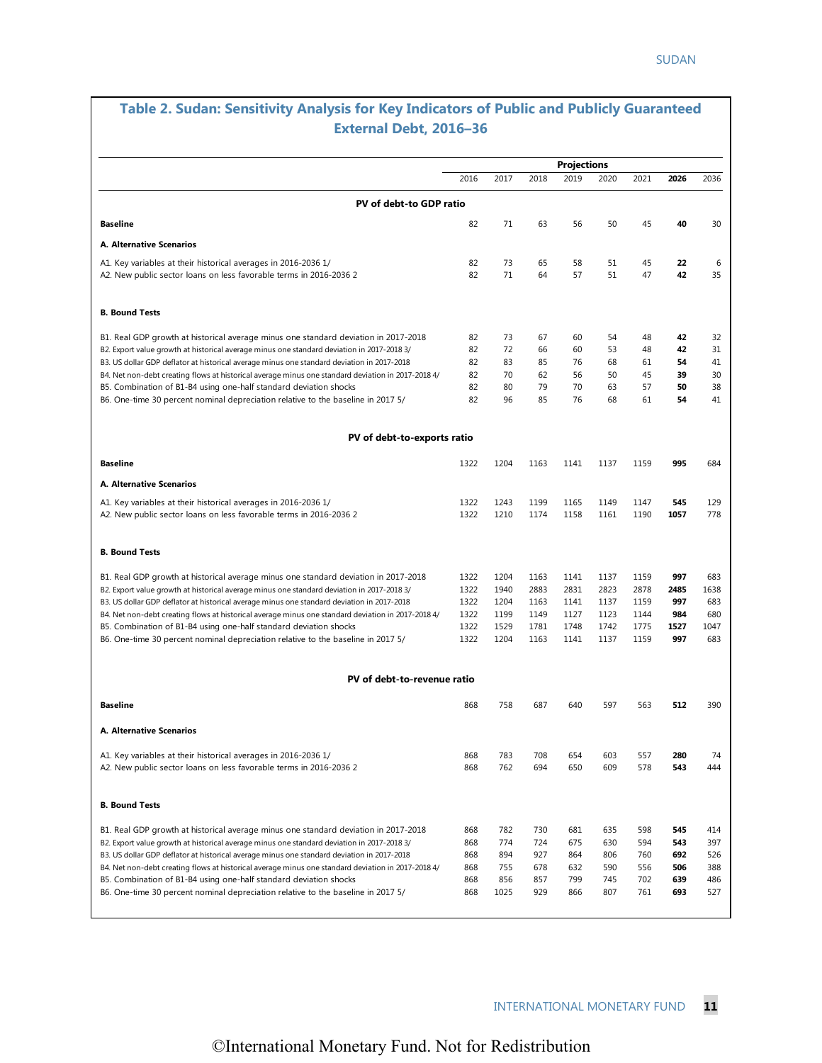## Table 2. Sudan: Sensitivity Analysis for Key Indicators of Public and Publicly Guaranteed External Debt, 2016–36

| | Projections | | | | | | | |
|---|---|---|---|---|---|---|---|---|
| | 2016 | 2017 | 2018 | 2019 | 2020 | 2021 | **2026** | 2036 |
| **PV of debt-to GDP ratio** | | | | | | | | |
| **Baseline** | 82 | 71 | 63 | 56 | 50 | 45 | **40** | 30 |
| **A. Alternative Scenarios** | | | | | | | | |
| A1. Key variables at their historical averages in 2016-2036 1/ | 82 | 73 | 65 | 58 | 51 | 45 | **22** | 6 |
| A2. New public sector loans on less favorable terms in 2016-2036 2 | 82 | 71 | 64 | 57 | 51 | 47 | **42** | 35 |
| **B. Bound Tests** | | | | | | | | |
| B1. Real GDP growth at historical average minus one standard deviation in 2017-2018 | 82 | 73 | 67 | 60 | 54 | 48 | **42** | 32 |
| B2. Export value growth at historical average minus one standard deviation in 2017-2018 3/ | 82 | 72 | 66 | 60 | 53 | 48 | **42** | 31 |
| B3. US dollar GDP deflator at historical average minus one standard deviation in 2017-2018 | 82 | 83 | 85 | 76 | 68 | 61 | **54** | 41 |
| B4. Net non-debt creating flows at historical average minus one standard deviation in 2017-2018 4/ | 82 | 70 | 62 | 56 | 50 | 45 | **39** | 30 |
| B5. Combination of B1-B4 using one-half standard deviation shocks | 82 | 80 | 79 | 70 | 63 | 57 | **50** | 38 |
| B6. One-time 30 percent nominal depreciation relative to the baseline in 2017 5/ | 82 | 96 | 85 | 76 | 68 | 61 | **54** | 41 |
| **PV of debt-to-exports ratio** | | | | | | | | |
| **Baseline** | 1322 | 1204 | 1163 | 1141 | 1137 | 1159 | **995** | 684 |
| **A. Alternative Scenarios** | | | | | | | | |
| A1. Key variables at their historical averages in 2016-2036 1/ | 1322 | 1243 | 1199 | 1165 | 1149 | 1147 | **545** | 129 |
| A2. New public sector loans on less favorable terms in 2016-2036 2 | 1322 | 1210 | 1174 | 1158 | 1161 | 1190 | **1057** | 778 |
| **B. Bound Tests** | | | | | | | | |
| B1. Real GDP growth at historical average minus one standard deviation in 2017-2018 | 1322 | 1204 | 1163 | 1141 | 1137 | 1159 | **997** | 683 |
| B2. Export value growth at historical average minus one standard deviation in 2017-2018 3/ | 1322 | 1940 | 2883 | 2831 | 2823 | 2878 | **2485** | 1638 |
| B3. US dollar GDP deflator at historical average minus one standard deviation in 2017-2018 | 1322 | 1204 | 1163 | 1141 | 1137 | 1159 | **997** | 683 |
| B4. Net non-debt creating flows at historical average minus one standard deviation in 2017-2018 4/ | 1322 | 1199 | 1149 | 1127 | 1123 | 1144 | **984** | 680 |
| B5. Combination of B1-B4 using one-half standard deviation shocks | 1322 | 1529 | 1781 | 1748 | 1742 | 1775 | **1527** | 1047 |
| B6. One-time 30 percent nominal depreciation relative to the baseline in 2017 5/ | 1322 | 1204 | 1163 | 1141 | 1137 | 1159 | **997** | 683 |
| **PV of debt-to-revenue ratio** | | | | | | | | |
| **Baseline** | 868 | 758 | 687 | 640 | 597 | 563 | **512** | 390 |
| **A. Alternative Scenarios** | | | | | | | | |
| A1. Key variables at their historical averages in 2016-2036 1/ | 868 | 783 | 708 | 654 | 603 | 557 | **280** | 74 |
| A2. New public sector loans on less favorable terms in 2016-2036 2 | 868 | 762 | 694 | 650 | 609 | 578 | **543** | 444 |
| **B. Bound Tests** | | | | | | | | |
| B1. Real GDP growth at historical average minus one standard deviation in 2017-2018 | 868 | 782 | 730 | 681 | 635 | 598 | **545** | 414 |
| B2. Export value growth at historical average minus one standard deviation in 2017-2018 3/ | 868 | 774 | 724 | 675 | 630 | 594 | **543** | 397 |
| B3. US dollar GDP deflator at historical average minus one standard deviation in 2017-2018 | 868 | 894 | 927 | 864 | 806 | 760 | **692** | 526 |
| B4. Net non-debt creating flows at historical average minus one standard deviation in 2017-2018 4/ | 868 | 755 | 678 | 632 | 590 | 556 | **506** | 388 |
| B5. Combination of B1-B4 using one-half standard deviation shocks | 868 | 856 | 857 | 799 | 745 | 702 | **639** | 486 |
| B6. One-time 30 percent nominal depreciation relative to the baseline in 2017 5/ | 868 | 1025 | 929 | 866 | 807 | 761 | **693** | 527 |

©International Monetary Fund. Not for Redistribution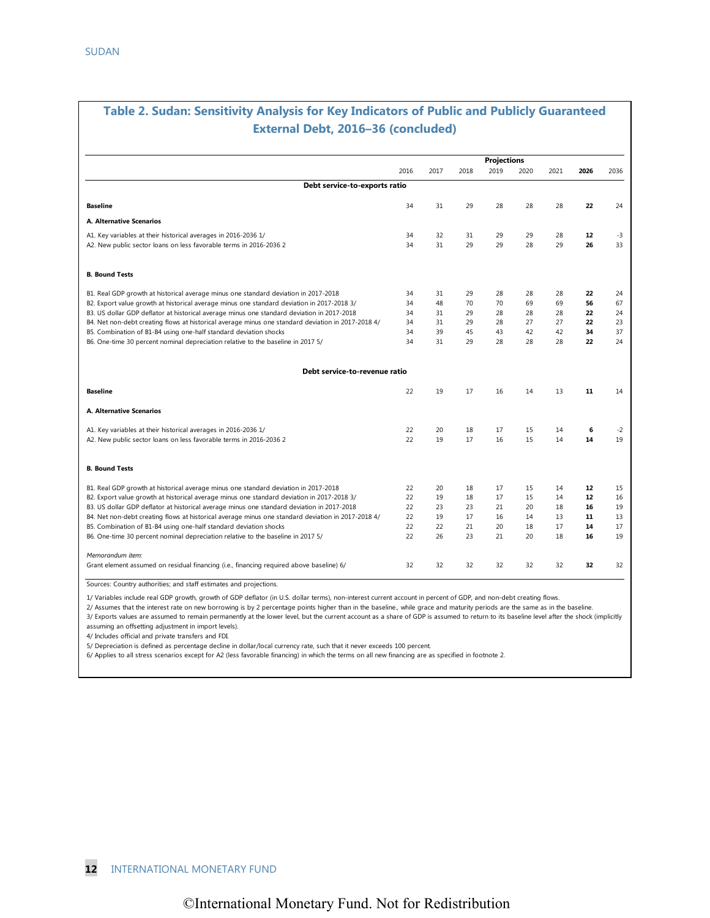## Table 2. Sudan: Sensitivity Analysis for Key Indicators of Public and Publicly Guaranteed External Debt, 2016–36 (concluded)

| | | | | Projections | | | | |
|---|---|---|---|---|---|---|---|---|
| | 2016 | 2017 | 2018 | 2019 | 2020 | 2021 | **2026** | 2036 |
| **Debt service-to-exports ratio** | | | | | | | | |
| **Baseline** | 34 | 31 | 29 | 28 | 28 | 28 | **22** | 24 |
| **A. Alternative Scenarios** | | | | | | | | |
| A1. Key variables at their historical averages in 2016-2036 1/ | 34 | 32 | 31 | 29 | 29 | 28 | **12** | -3 |
| A2. New public sector loans on less favorable terms in 2016-2036 2 | 34 | 31 | 29 | 29 | 28 | 29 | **26** | 33 |
| **B. Bound Tests** | | | | | | | | |
| B1. Real GDP growth at historical average minus one standard deviation in 2017-2018 | 34 | 31 | 29 | 28 | 28 | 28 | **22** | 24 |
| B2. Export value growth at historical average minus one standard deviation in 2017-2018 3/ | 34 | 48 | 70 | 70 | 69 | 69 | **56** | 67 |
| B3. US dollar GDP deflator at historical average minus one standard deviation in 2017-2018 | 34 | 31 | 29 | 28 | 28 | 28 | **22** | 24 |
| B4. Net non-debt creating flows at historical average minus one standard deviation in 2017-2018 4/ | 34 | 31 | 29 | 28 | 27 | 27 | **22** | 23 |
| B5. Combination of B1-B4 using one-half standard deviation shocks | 34 | 39 | 45 | 43 | 42 | 42 | **34** | 37 |
| B6. One-time 30 percent nominal depreciation relative to the baseline in 2017 5/ | 34 | 31 | 29 | 28 | 28 | 28 | **22** | 24 |
| **Debt service-to-revenue ratio** | | | | | | | | |
| **Baseline** | 22 | 19 | 17 | 16 | 14 | 13 | **11** | 14 |
| **A. Alternative Scenarios** | | | | | | | | |
| A1. Key variables at their historical averages in 2016-2036 1/ | 22 | 20 | 18 | 17 | 15 | 14 | **6** | -2 |
| A2. New public sector loans on less favorable terms in 2016-2036 2 | 22 | 19 | 17 | 16 | 15 | 14 | **14** | 19 |
| **B. Bound Tests** | | | | | | | | |
| B1. Real GDP growth at historical average minus one standard deviation in 2017-2018 | 22 | 20 | 18 | 17 | 15 | 14 | **12** | 15 |
| B2. Export value growth at historical average minus one standard deviation in 2017-2018 3/ | 22 | 19 | 18 | 17 | 15 | 14 | **12** | 16 |
| B3. US dollar GDP deflator at historical average minus one standard deviation in 2017-2018 | 22 | 23 | 23 | 21 | 20 | 18 | **16** | 19 |
| B4. Net non-debt creating flows at historical average minus one standard deviation in 2017-2018 4/ | 22 | 19 | 17 | 16 | 14 | 13 | **11** | 13 |
| B5. Combination of B1-B4 using one-half standard deviation shocks | 22 | 22 | 21 | 20 | 18 | 17 | **14** | 17 |
| B6. One-time 30 percent nominal depreciation relative to the baseline in 2017 5/ | 22 | 26 | 23 | 21 | 20 | 18 | **16** | 19 |
| *Memorandum item:* | | | | | | | | |
| Grant element assumed on residual financing (i.e., financing required above baseline) 6/ | 32 | 32 | 32 | 32 | 32 | 32 | **32** | 32 |

Sources: Country authorities; and staff estimates and projections.

1/ Variables include real GDP growth, growth of GDP deflator (in U.S. dollar terms), non-interest current account in percent of GDP, and non-debt creating flows.

2/ Assumes that the interest rate on new borrowing is by 2 percentage points higher than in the baseline., while grace and maturity periods are the same as in the baseline.

3/ Exports values are assumed to remain permanently at the lower level, but the current account as a share of GDP is assumed to return to its baseline level after the shock (implicitly assuming an offsetting adjustment in import levels).

4/ Includes official and private transfers and FDI.

5/ Depreciation is defined as percentage decline in dollar/local currency rate, such that it never exceeds 100 percent.

6/ Applies to all stress scenarios except for A2 (less favorable financing) in which the terms on all new financing are as specified in footnote 2.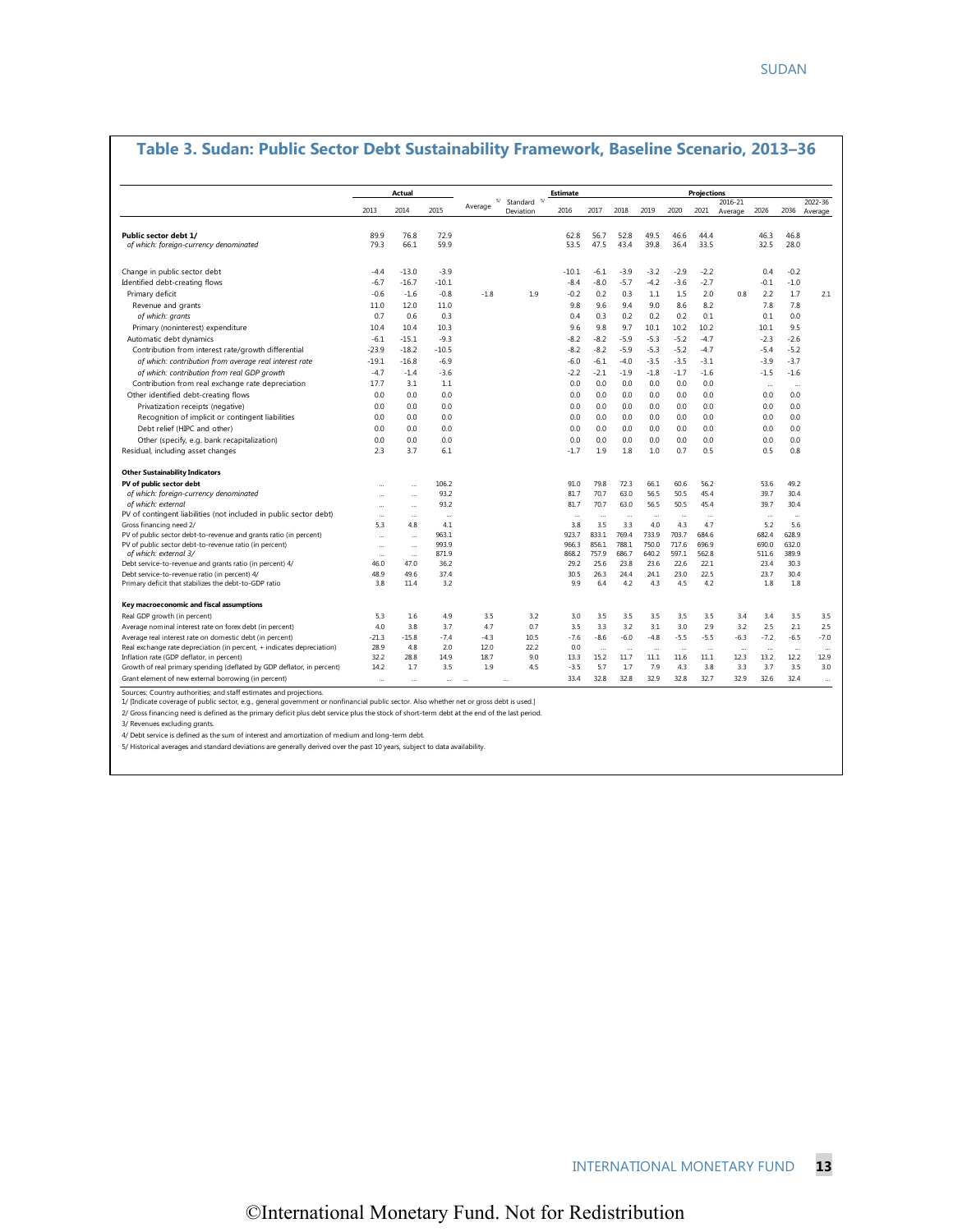## Table 3. Sudan: Public Sector Debt Sustainability Framework, Baseline Scenario, 2013–36

| | Actual | | | Average 5/ | Standard Deviation 5/ | Estimate | Projections | | | | | | | | |
|---|---|---|---|---|---|---|---|---|---|---|---|---|---|---|---|
| | 2013 | 2014 | 2015 | | | 2016 | 2017 | 2018 | 2019 | 2020 | 2021 | 2016-21 Average | 2026 | 2036 | 2022-36 Average |
| **Public sector debt 1/** | 89.9 | 76.8 | 72.9 | | | 62.8 | 56.7 | 52.8 | 49.5 | 46.6 | 44.4 | | 46.3 | 46.8 | |
| *of which: foreign-currency denominated* | 79.3 | 66.1 | 59.9 | | | 53.5 | 47.5 | 43.4 | 39.8 | 36.4 | 33.5 | | 32.5 | 28.0 | |
| Change in public sector debt | -4.4 | -13.0 | -3.9 | | | -10.1 | -6.1 | -3.9 | -3.2 | -2.9 | -2.2 | | 0.4 | -0.2 | |
| Identified debt-creating flows | -6.7 | -16.7 | -10.1 | | | -8.4 | -8.0 | -5.7 | -4.2 | -3.6 | -2.7 | | -0.1 | -1.0 | |
| Primary deficit | -0.6 | -1.6 | -0.8 | -1.8 | 1.9 | -0.2 | 0.2 | 0.3 | 1.1 | 1.5 | 2.0 | 0.8 | 2.2 | 1.7 | 2.1 |
| Revenue and grants | 11.0 | 12.0 | 11.0 | | | 9.8 | 9.6 | 9.4 | 9.0 | 8.6 | 8.2 | | 7.8 | 7.8 | |
| *of which: grants* | 0.7 | 0.6 | 0.3 | | | 0.4 | 0.3 | 0.2 | 0.2 | 0.2 | 0.1 | | 0.1 | 0.0 | |
| Primary (noninterest) expenditure | 10.4 | 10.4 | 10.3 | | | 9.6 | 9.8 | 9.7 | 10.1 | 10.2 | 10.2 | | 10.1 | 9.5 | |
| Automatic debt dynamics | -6.1 | -15.1 | -9.3 | | | -8.2 | -8.2 | -5.9 | -5.3 | -5.2 | -4.7 | | -2.3 | -2.6 | |
| Contribution from interest rate/growth differential | -23.9 | -18.2 | -10.5 | | | -8.2 | -8.2 | -5.9 | -5.3 | -5.2 | -4.7 | | -5.4 | -5.2 | |
| *of which: contribution from average real interest rate* | -19.1 | -16.8 | -6.9 | | | -6.0 | -6.1 | -4.0 | -3.5 | -3.5 | -3.1 | | -3.9 | -3.7 | |
| *of which: contribution from real GDP growth* | -4.7 | -1.4 | -3.6 | | | -2.2 | -2.1 | -1.9 | -1.8 | -1.7 | -1.6 | | -1.5 | -1.6 | |
| Contribution from real exchange rate depreciation | 17.7 | 3.1 | 1.1 | | | 0.0 | 0.0 | 0.0 | 0.0 | 0.0 | 0.0 | | ... | ... | |
| Other identified debt-creating flows | 0.0 | 0.0 | 0.0 | | | 0.0 | 0.0 | 0.0 | 0.0 | 0.0 | 0.0 | | 0.0 | 0.0 | |
| Privatization receipts (negative) | 0.0 | 0.0 | 0.0 | | | 0.0 | 0.0 | 0.0 | 0.0 | 0.0 | 0.0 | | 0.0 | 0.0 | |
| Recognition of implicit or contingent liabilities | 0.0 | 0.0 | 0.0 | | | 0.0 | 0.0 | 0.0 | 0.0 | 0.0 | 0.0 | | 0.0 | 0.0 | |
| Debt relief (HIPC and other) | 0.0 | 0.0 | 0.0 | | | 0.0 | 0.0 | 0.0 | 0.0 | 0.0 | 0.0 | | 0.0 | 0.0 | |
| Other (specify, e.g. bank recapitalization) | 0.0 | 0.0 | 0.0 | | | 0.0 | 0.0 | 0.0 | 0.0 | 0.0 | 0.0 | | 0.0 | 0.0 | |
| Residual, including asset changes | 2.3 | 3.7 | 6.1 | | | -1.7 | 1.9 | 1.8 | 1.0 | 0.7 | 0.5 | | 0.5 | 0.8 | |
| **Other Sustainability Indicators** | | | | | | | | | | | | | | | |
| **PV of public sector debt** | ... | ... | 106.2 | | | 91.0 | 79.8 | 72.3 | 66.1 | 60.6 | 56.2 | | 53.6 | 49.2 | |
| *of which: foreign-currency denominated* | ... | ... | 93.2 | | | 81.7 | 70.7 | 63.0 | 56.5 | 50.5 | 45.4 | | 39.7 | 30.4 | |
| *of which: external* | ... | ... | 93.2 | | | 81.7 | 70.7 | 63.0 | 56.5 | 50.5 | 45.4 | | 39.7 | 30.4 | |
| PV of contingent liabilities (not included in public sector debt) | ... | ... | ... | | | ... | ... | ... | ... | ... | ... | | ... | ... | |
| Gross financing need 2/ | 5.3 | 4.8 | 4.1 | | | 3.8 | 3.5 | 3.3 | 4.0 | 4.3 | 4.7 | | 5.2 | 5.6 | |
| PV of public sector debt-to-revenue and grants ratio (in percent) | ... | ... | 963.1 | | | 923.7 | 833.1 | 769.4 | 733.9 | 703.7 | 684.6 | | 682.4 | 628.9 | |
| PV of public sector debt-to-revenue ratio (in percent) | ... | ... | 993.9 | | | 966.3 | 856.1 | 788.1 | 750.0 | 717.6 | 696.9 | | 690.0 | 632.0 | |
| *of which: external 3/* | ... | ... | 871.9 | | | 868.2 | 757.9 | 686.7 | 640.2 | 597.1 | 562.8 | | 511.6 | 389.9 | |
| Debt service-to-revenue and grants ratio (in percent) 4/ | 46.0 | 47.0 | 36.2 | | | 29.2 | 25.6 | 23.8 | 23.6 | 22.6 | 22.1 | | 23.4 | 30.3 | |
| Debt service-to-revenue ratio (in percent) 4/ | 48.9 | 49.6 | 37.4 | | | 30.5 | 26.3 | 24.4 | 24.1 | 23.0 | 22.5 | | 23.7 | 30.4 | |
| Primary deficit that stabilizes the debt-to-GDP ratio | 3.8 | 11.4 | 3.2 | | | 9.9 | 6.4 | 4.2 | 4.3 | 4.5 | 4.2 | | 1.8 | 1.8 | |
| **Key macroeconomic and fiscal assumptions** | | | | | | | | | | | | | | | |
| Real GDP growth (in percent) | 5.3 | 1.6 | 4.9 | 3.5 | 3.2 | 3.0 | 3.5 | 3.5 | 3.5 | 3.5 | 3.5 | 3.4 | 3.4 | 3.5 | 3.5 |
| Average nominal interest rate on forex debt (in percent) | 4.0 | 3.8 | 3.7 | 4.7 | 0.7 | 3.5 | 3.3 | 3.2 | 3.1 | 3.0 | 2.9 | 3.2 | 2.5 | 2.1 | 2.5 |
| Average real interest rate on domestic debt (in percent) | -21.3 | -15.8 | -7.4 | -4.3 | 10.5 | -7.6 | -8.6 | -6.0 | -4.8 | -5.5 | -5.5 | -6.3 | -7.2 | -6.5 | -7.0 |
| Real exchange rate depreciation (in percent, + indicates depreciation) | 28.9 | 4.8 | 2.0 | 12.0 | 22.2 | 0.0 | ... | ... | ... | ... | ... | ... | ... | ... | ... |
| Inflation rate (GDP deflator, in percent) | 32.2 | 28.8 | 14.9 | 18.7 | 9.0 | 13.3 | 15.2 | 11.7 | 11.1 | 11.6 | 11.1 | 12.3 | 13.2 | 12.2 | 12.9 |
| Growth of real primary spending (deflated by GDP deflator, in percent) | 14.2 | 1.7 | 3.5 | 1.9 | 4.5 | -3.5 | 5.7 | 1.7 | 7.9 | 4.3 | 3.8 | 3.3 | 3.7 | 3.5 | 3.0 |
| Grant element of new external borrowing (in percent) | ... | ... | ... | ... | ... | 33.4 | 32.8 | 32.8 | 32.9 | 32.8 | 32.7 | 32.9 | 32.6 | 32.4 | ... |

Sources: Country authorities; and staff estimates and projections.

1/ [Indicate coverage of public sector, e.g., general government or nonfinancial public sector. Also whether net or gross debt is used.]

2/ Gross financing need is defined as the primary deficit plus debt service plus the stock of short-term debt at the end of the last period.

3/ Revenues excluding grants.

4/ Debt service is defined as the sum of interest and amortization of medium and long-term debt.

5/ Historical averages and standard deviations are generally derived over the past 10 years, subject to data availability.

©International Monetary Fund. Not for Redistribution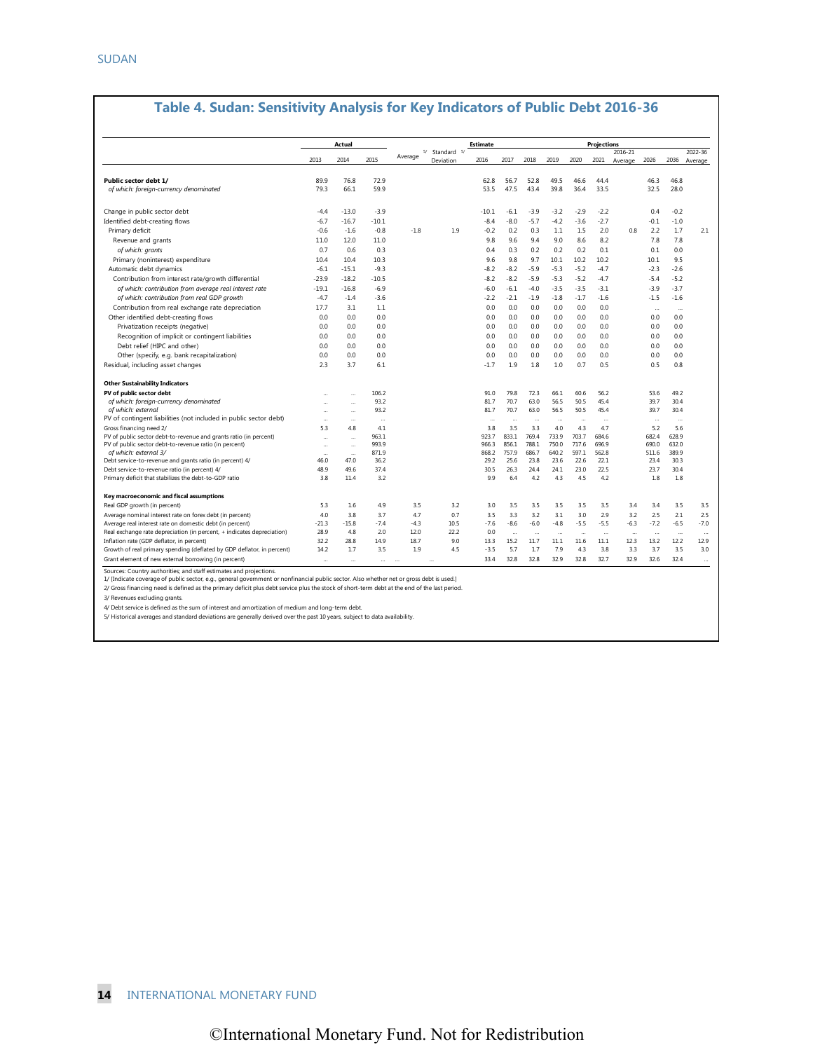## Table 4. Sudan: Sensitivity Analysis for Key Indicators of Public Debt 2016-36

| | Actual | | | Average 5/ | Standard Deviation 5/ | Estimate | Projections | | | | | | | | |
|---|---|---|---|---|---|---|---|---|---|---|---|---|---|---|---|
| | 2013 | 2014 | 2015 | | | 2016 | 2017 | 2018 | 2019 | 2020 | 2021 | 2016-21 Average | 2026 | 2036 | 2022-36 Average |
| **Public sector debt 1/** | 89.9 | 76.8 | 72.9 | | | 62.8 | 56.7 | 52.8 | 49.5 | 46.6 | 44.4 | | 46.3 | 46.8 | |
| *of which: foreign-currency denominated* | 79.3 | 66.1 | 59.9 | | | 53.5 | 47.5 | 43.4 | 39.8 | 36.4 | 33.5 | | 32.5 | 28.0 | |
| Change in public sector debt | -4.4 | -13.0 | -3.9 | | | -10.1 | -6.1 | -3.9 | -3.2 | -2.9 | -2.2 | | 0.4 | -0.2 | |
| Identified debt-creating flows | -6.7 | -16.7 | -10.1 | | | -8.4 | -8.0 | -5.7 | -4.2 | -3.6 | -2.7 | | -0.1 | -1.0 | |
| Primary deficit | -0.6 | -1.6 | -0.8 | -1.8 | 1.9 | -0.2 | 0.2 | 0.3 | 1.1 | 1.5 | 2.0 | 0.8 | 2.2 | 1.7 | 2.1 |
| Revenue and grants | 11.0 | 12.0 | 11.0 | | | 9.8 | 9.6 | 9.4 | 9.0 | 8.6 | 8.2 | | 7.8 | 7.8 | |
| *of which: grants* | 0.7 | 0.6 | 0.3 | | | 0.4 | 0.3 | 0.2 | 0.2 | 0.2 | 0.1 | | 0.1 | 0.0 | |
| Primary (noninterest) expenditure | 10.4 | 10.4 | 10.3 | | | 9.6 | 9.8 | 9.7 | 10.1 | 10.2 | 10.2 | | 10.1 | 9.5 | |
| Automatic debt dynamics | -6.1 | -15.1 | -9.3 | | | -8.2 | -8.2 | -5.9 | -5.3 | -5.2 | -4.7 | | -2.3 | -2.6 | |
| Contribution from interest rate/growth differential | -23.9 | -18.2 | -10.5 | | | -8.2 | -8.2 | -5.9 | -5.3 | -5.2 | -4.7 | | -5.4 | -5.2 | |
| *of which: contribution from average real interest rate* | -19.1 | -16.8 | -6.9 | | | -6.0 | -6.1 | -4.0 | -3.5 | -3.5 | -3.1 | | -3.9 | -3.7 | |
| *of which: contribution from real GDP growth* | -4.7 | -1.4 | -3.6 | | | -2.2 | -2.1 | -1.9 | -1.8 | -1.7 | -1.6 | | -1.5 | -1.6 | |
| Contribution from real exchange rate depreciation | 17.7 | 3.1 | 1.1 | | | 0.0 | 0.0 | 0.0 | 0.0 | 0.0 | 0.0 | | ... | ... | |
| Other identified debt-creating flows | 0.0 | 0.0 | 0.0 | | | 0.0 | 0.0 | 0.0 | 0.0 | 0.0 | 0.0 | | 0.0 | 0.0 | |
| Privatization receipts (negative) | 0.0 | 0.0 | 0.0 | | | 0.0 | 0.0 | 0.0 | 0.0 | 0.0 | 0.0 | | 0.0 | 0.0 | |
| Recognition of implicit or contingent liabilities | 0.0 | 0.0 | 0.0 | | | 0.0 | 0.0 | 0.0 | 0.0 | 0.0 | 0.0 | | 0.0 | 0.0 | |
| Debt relief (HIPC and other) | 0.0 | 0.0 | 0.0 | | | 0.0 | 0.0 | 0.0 | 0.0 | 0.0 | 0.0 | | 0.0 | 0.0 | |
| Other (specify, e.g. bank recapitalization) | 0.0 | 0.0 | 0.0 | | | 0.0 | 0.0 | 0.0 | 0.0 | 0.0 | 0.0 | | 0.0 | 0.0 | |
| Residual, including asset changes | 2.3 | 3.7 | 6.1 | | | -1.7 | 1.9 | 1.8 | 1.0 | 0.7 | 0.5 | | 0.5 | 0.8 | |
| **Other Sustainability Indicators** | | | | | | | | | | | | | | | |
| **PV of public sector debt** | ... | ... | 106.2 | | | 91.0 | 79.8 | 72.3 | 66.1 | 60.6 | 56.2 | | 53.6 | 49.2 | |
| *of which: foreign-currency denominated* | ... | ... | 93.2 | | | 81.7 | 70.7 | 63.0 | 56.5 | 50.5 | 45.4 | | 39.7 | 30.4 | |
| *of which: external* | ... | ... | 93.2 | | | 81.7 | 70.7 | 63.0 | 56.5 | 50.5 | 45.4 | | 39.7 | 30.4 | |
| PV of contingent liabilities (not included in public sector debt) | ... | ... | ... | | | ... | ... | ... | ... | ... | ... | | ... | ... | |
| Gross financing need 2/ | 5.3 | 4.8 | 4.1 | | | 3.8 | 3.5 | 3.3 | 4.0 | 4.3 | 4.7 | | 5.2 | 5.6 | |
| PV of public sector debt-to-revenue and grants ratio (in percent) | ... | ... | 963.1 | | | 923.7 | 833.1 | 769.4 | 733.9 | 703.7 | 684.6 | | 682.4 | 628.9 | |
| PV of public sector debt-to-revenue ratio (in percent) | ... | ... | 993.9 | | | 966.3 | 856.1 | 788.1 | 750.0 | 717.6 | 696.9 | | 690.0 | 632.0 | |
| *of which: external 3/* | ... | ... | 871.9 | | | 868.2 | 757.9 | 686.7 | 640.2 | 597.1 | 562.8 | | 511.6 | 389.9 | |
| Debt service-to-revenue and grants ratio (in percent) 4/ | 46.0 | 47.0 | 36.2 | | | 29.2 | 25.6 | 23.8 | 23.6 | 22.6 | 22.1 | | 23.4 | 30.3 | |
| Debt service-to-revenue ratio (in percent) 4/ | 48.9 | 49.6 | 37.4 | | | 30.5 | 26.3 | 24.4 | 24.1 | 23.0 | 22.5 | | 23.7 | 30.4 | |
| Primary deficit that stabilizes the debt-to-GDP ratio | 3.8 | 11.4 | 3.2 | | | 9.9 | 6.4 | 4.2 | 4.3 | 4.5 | 4.2 | | 1.8 | 1.8 | |
| **Key macroeconomic and fiscal assumptions** | | | | | | | | | | | | | | | |
| Real GDP growth (in percent) | 5.3 | 1.6 | 4.9 | 3.5 | 3.2 | 3.0 | 3.5 | 3.5 | 3.5 | 3.5 | 3.5 | 3.4 | 3.4 | 3.5 | 3.5 |
| Average nominal interest rate on forex debt (in percent) | 4.0 | 3.8 | 3.7 | 4.7 | 0.7 | 3.5 | 3.3 | 3.2 | 3.1 | 3.0 | 2.9 | 3.2 | 2.5 | 2.1 | 2.5 |
| Average real interest rate on domestic debt (in percent) | -21.3 | -15.8 | -7.4 | -4.3 | 10.5 | -7.6 | -8.6 | -6.0 | -4.8 | -5.5 | -5.5 | -6.3 | -7.2 | -6.5 | -7.0 |
| Real exchange rate depreciation (in percent, + indicates depreciation) | 28.9 | 4.8 | 2.0 | 12.0 | 22.2 | 0.0 | ... | ... | ... | ... | ... | ... | ... | ... | ... |
| Inflation rate (GDP deflator, in percent) | 32.2 | 28.8 | 14.9 | 18.7 | 9.0 | 13.3 | 15.2 | 11.7 | 11.1 | 11.6 | 11.1 | 12.3 | 13.2 | 12.2 | 12.9 |
| Growth of real primary spending (deflated by GDP deflator, in percent) | 14.2 | 1.7 | 3.5 | 1.9 | 4.5 | -3.5 | 5.7 | 1.7 | 7.9 | 4.3 | 3.8 | 3.3 | 3.7 | 3.5 | 3.0 |
| Grant element of new external borrowing (in percent) | ... | ... | ... | ... | ... | 33.4 | 32.8 | 32.8 | 32.9 | 32.8 | 32.7 | 32.9 | 32.6 | 32.4 | ... |

Sources: Country authorities; and staff estimates and projections.
1/ [Indicate coverage of public sector, e.g., general government or nonfinancial public sector. Also whether net or gross debt is used.]
2/ Gross financing need is defined as the primary deficit plus debt service plus the stock of short-term debt at the end of the last period.
3/ Revenues excluding grants.
4/ Debt service is defined as the sum of interest and amortization of medium and long-term debt.
5/ Historical averages and standard deviations are generally derived over the past 10 years, subject to data availability.

©International Monetary Fund. Not for Redistribution